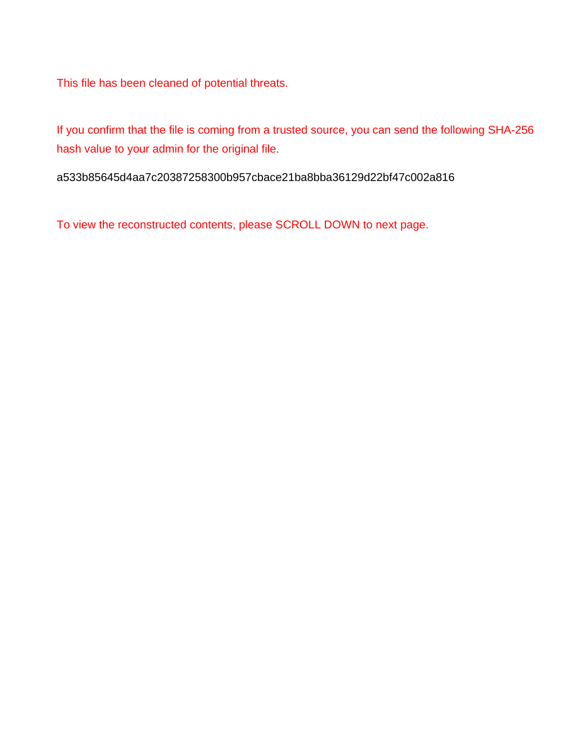This file has been cleaned of potential threats.

If you confirm that the file is coming from a trusted source, you can send the following SHA-256 hash value to your admin for the original file.

a533b85645d4aa7c20387258300b957cbace21ba8bba36129d22bf47c002a816

To view the reconstructed contents, please SCROLL DOWN to next page.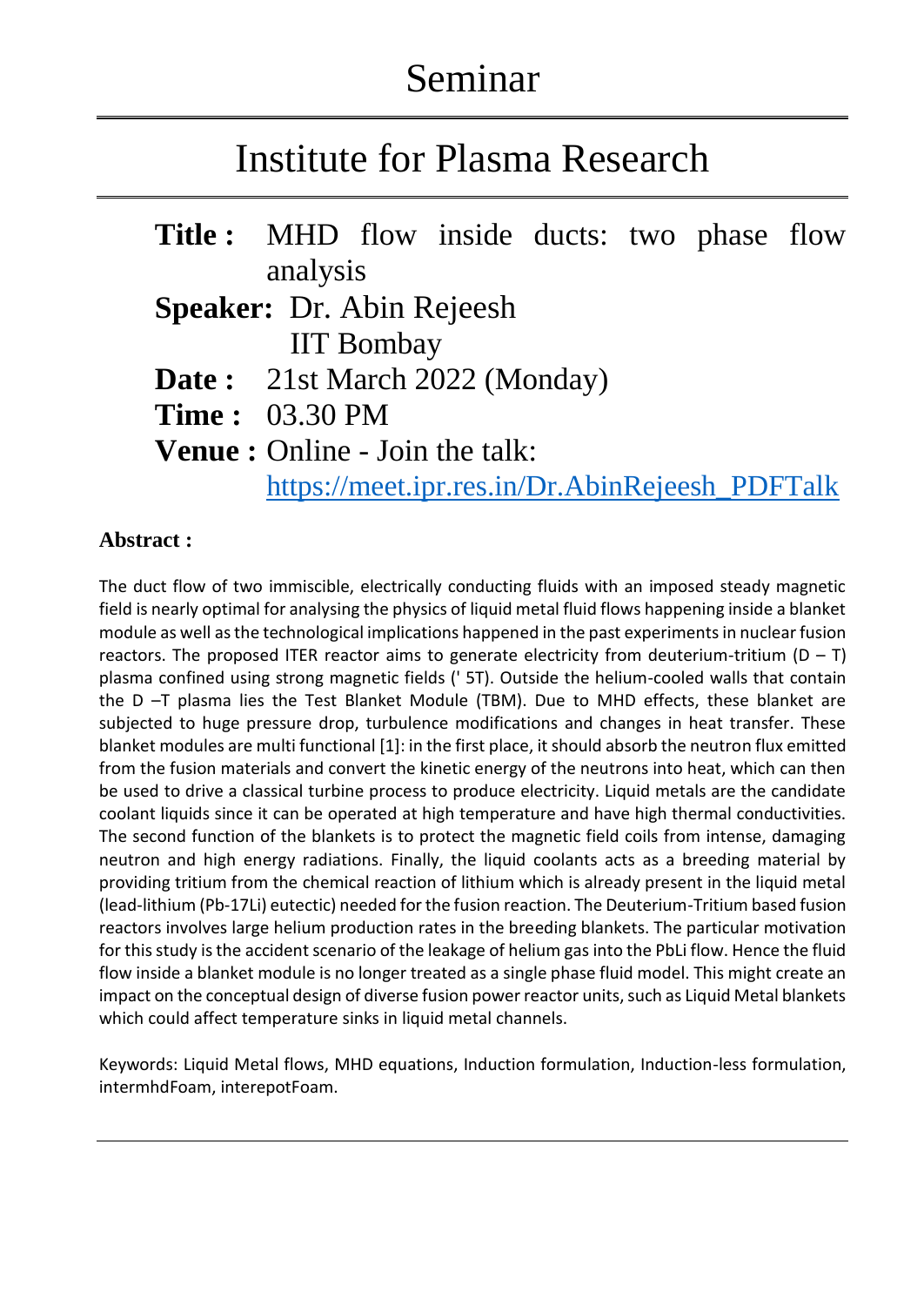# Seminar

# Institute for Plasma Research

**Title :** MHD flow inside ducts: two phase flow analysis

**Speaker:** Dr. Abin Rejeesh
IIT Bombay

**Date :** 21st March 2022 (Monday)

**Time :** 03.30 PM

**Venue :** Online - Join the talk: [https://meet.ipr.res.in/Dr.AbinRejeesh_PDFTalk](https://meet.ipr.res.in/Dr.AbinRejeesh_PDFTalk)

**Abstract :**

The duct flow of two immiscible, electrically conducting fluids with an imposed steady magnetic field is nearly optimal for analysing the physics of liquid metal fluid flows happening inside a blanket module as well as the technological implications happened in the past experiments in nuclear fusion reactors. The proposed ITER reactor aims to generate electricity from deuterium-tritium (D – T) plasma confined using strong magnetic fields (' 5T). Outside the helium-cooled walls that contain the D –T plasma lies the Test Blanket Module (TBM). Due to MHD effects, these blanket are subjected to huge pressure drop, turbulence modifications and changes in heat transfer. These blanket modules are multi functional [1]: in the first place, it should absorb the neutron flux emitted from the fusion materials and convert the kinetic energy of the neutrons into heat, which can then be used to drive a classical turbine process to produce electricity. Liquid metals are the candidate coolant liquids since it can be operated at high temperature and have high thermal conductivities. The second function of the blankets is to protect the magnetic field coils from intense, damaging neutron and high energy radiations. Finally, the liquid coolants acts as a breeding material by providing tritium from the chemical reaction of lithium which is already present in the liquid metal (lead-lithium (Pb-17Li) eutectic) needed for the fusion reaction. The Deuterium-Tritium based fusion reactors involves large helium production rates in the breeding blankets. The particular motivation for this study is the accident scenario of the leakage of helium gas into the PbLi flow. Hence the fluid flow inside a blanket module is no longer treated as a single phase fluid model. This might create an impact on the conceptual design of diverse fusion power reactor units, such as Liquid Metal blankets which could affect temperature sinks in liquid metal channels.

Keywords: Liquid Metal flows, MHD equations, Induction formulation, Induction-less formulation, intermhdFoam, interepotFoam.